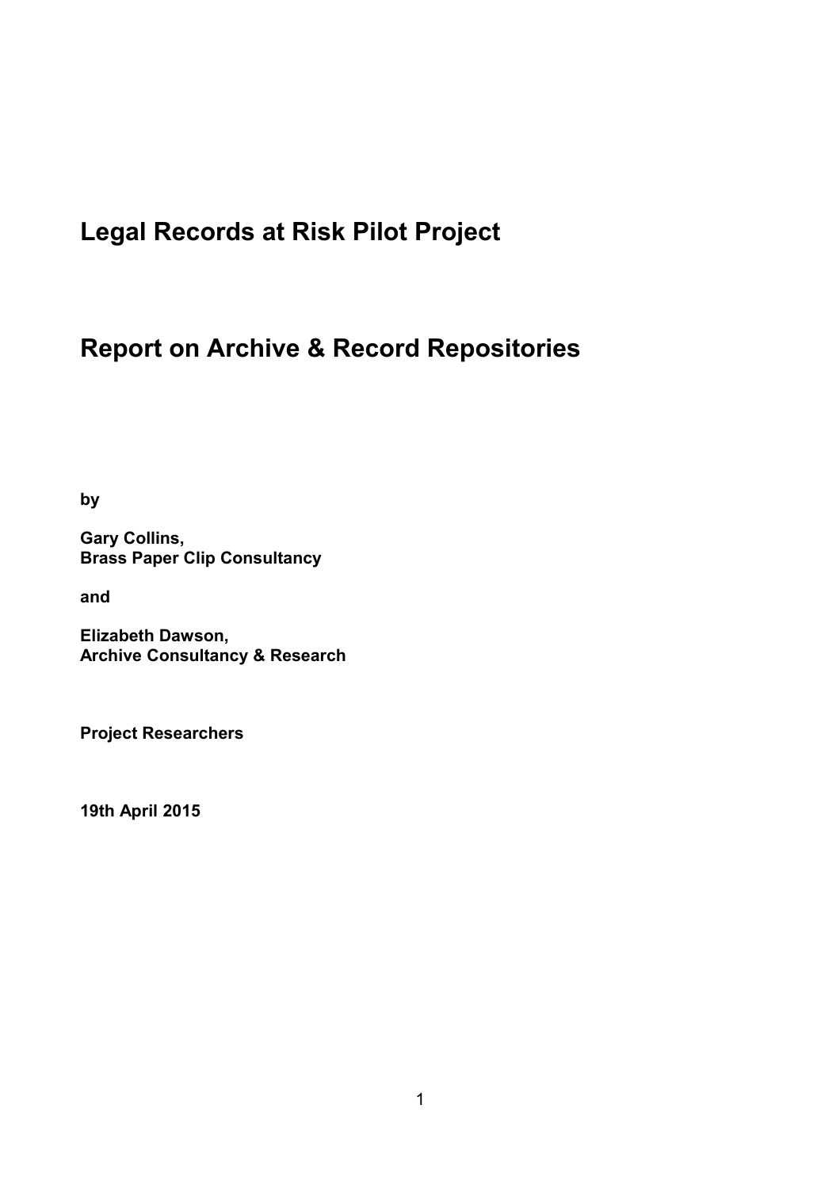# Legal Records at Risk Pilot Project

# Report on Archive & Record Repositories

**by**

**Gary Collins,**
**Brass Paper Clip Consultancy**

**and**

**Elizabeth Dawson,**
**Archive Consultancy & Research**

**Project Researchers**

**19th April 2015**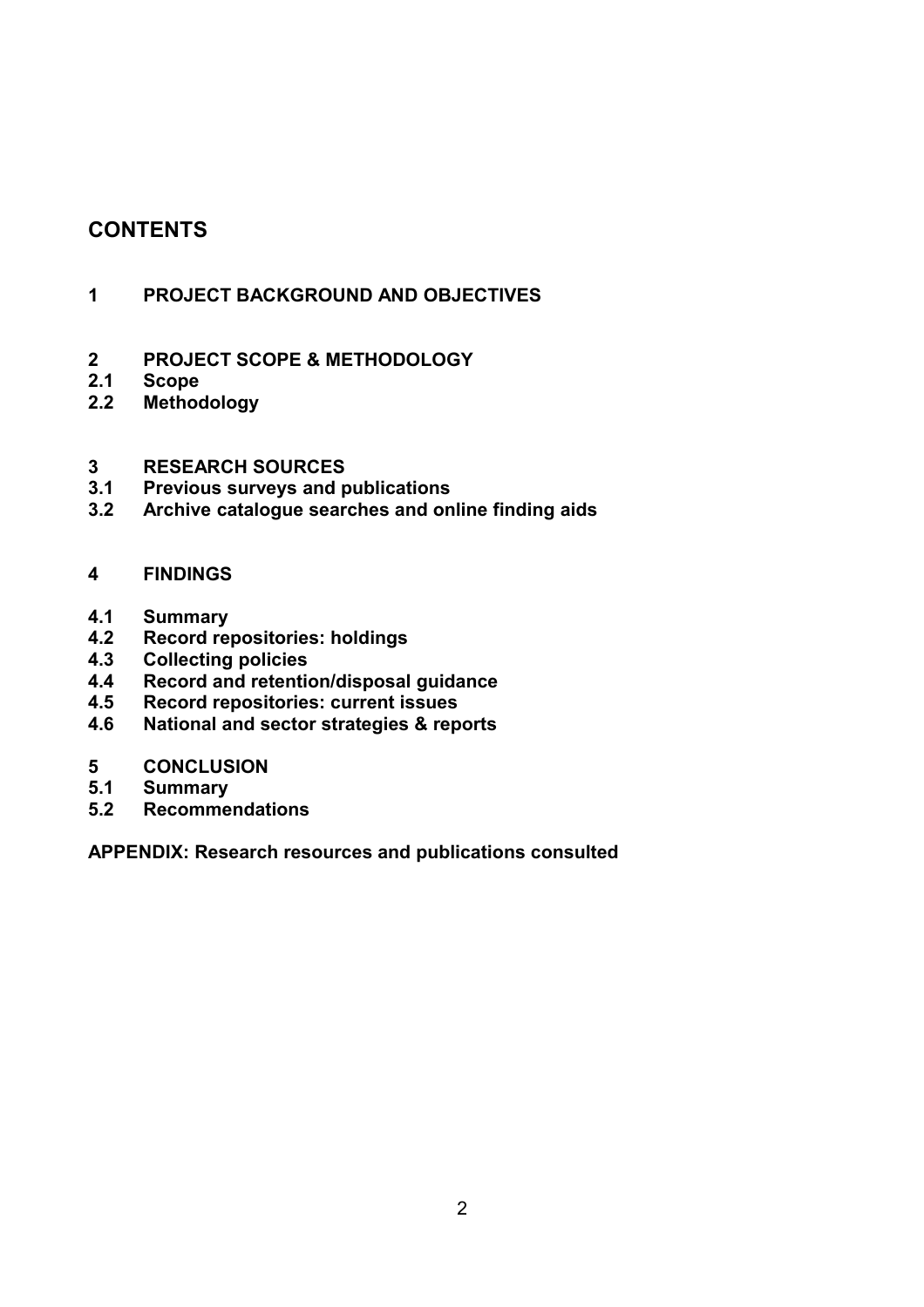## CONTENTS

**1 PROJECT BACKGROUND AND OBJECTIVES**

**2 PROJECT SCOPE & METHODOLOGY**
**2.1 Scope**
**2.2 Methodology**

**3 RESEARCH SOURCES**
**3.1 Previous surveys and publications**
**3.2 Archive catalogue searches and online finding aids**

**4 FINDINGS**

**4.1 Summary**
**4.2 Record repositories: holdings**
**4.3 Collecting policies**
**4.4 Record and retention/disposal guidance**
**4.5 Record repositories: current issues**
**4.6 National and sector strategies & reports**

**5 CONCLUSION**
**5.1 Summary**
**5.2 Recommendations**

**APPENDIX: Research resources and publications consulted**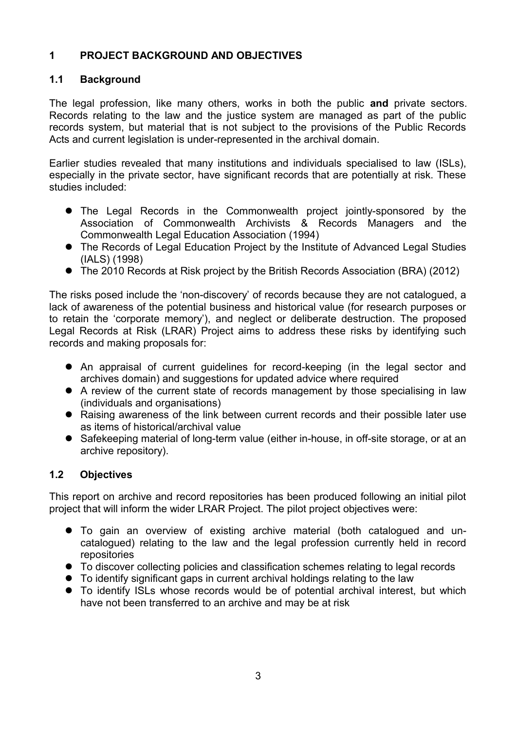# 1 PROJECT BACKGROUND AND OBJECTIVES

## 1.1 Background

The legal profession, like many others, works in both the public **and** private sectors. Records relating to the law and the justice system are managed as part of the public records system, but material that is not subject to the provisions of the Public Records Acts and current legislation is under-represented in the archival domain.

Earlier studies revealed that many institutions and individuals specialised to law (ISLs), especially in the private sector, have significant records that are potentially at risk. These studies included:

- The Legal Records in the Commonwealth project jointly-sponsored by the Association of Commonwealth Archivists & Records Managers and the Commonwealth Legal Education Association (1994)
- The Records of Legal Education Project by the Institute of Advanced Legal Studies (IALS) (1998)
- The 2010 Records at Risk project by the British Records Association (BRA) (2012)

The risks posed include the 'non-discovery' of records because they are not catalogued, a lack of awareness of the potential business and historical value (for research purposes or to retain the 'corporate memory'), and neglect or deliberate destruction. The proposed Legal Records at Risk (LRAR) Project aims to address these risks by identifying such records and making proposals for:

- An appraisal of current guidelines for record-keeping (in the legal sector and archives domain) and suggestions for updated advice where required
- A review of the current state of records management by those specialising in law (individuals and organisations)
- Raising awareness of the link between current records and their possible later use as items of historical/archival value
- Safekeeping material of long-term value (either in-house, in off-site storage, or at an archive repository).

## 1.2 Objectives

This report on archive and record repositories has been produced following an initial pilot project that will inform the wider LRAR Project. The pilot project objectives were:

- To gain an overview of existing archive material (both catalogued and un-catalogued) relating to the law and the legal profession currently held in record repositories
- To discover collecting policies and classification schemes relating to legal records
- To identify significant gaps in current archival holdings relating to the law
- To identify ISLs whose records would be of potential archival interest, but which have not been transferred to an archive and may be at risk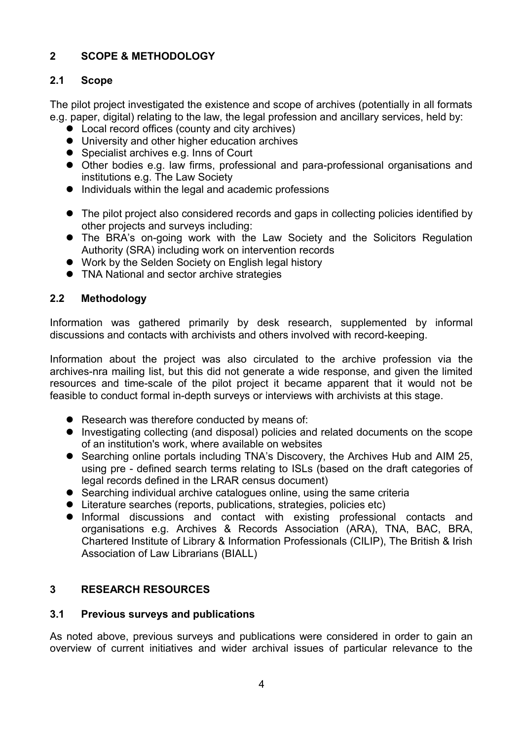## 2 SCOPE & METHODOLOGY

### 2.1 Scope

The pilot project investigated the existence and scope of archives (potentially in all formats e.g. paper, digital) relating to the law, the legal profession and ancillary services, held by:

- Local record offices (county and city archives)
- University and other higher education archives
- Specialist archives e.g. Inns of Court
- Other bodies e.g. law firms, professional and para-professional organisations and institutions e.g. The Law Society
- Individuals within the legal and academic professions

- The pilot project also considered records and gaps in collecting policies identified by other projects and surveys including:
- The BRA's on-going work with the Law Society and the Solicitors Regulation Authority (SRA) including work on intervention records
- Work by the Selden Society on English legal history
- TNA National and sector archive strategies

### 2.2 Methodology

Information was gathered primarily by desk research, supplemented by informal discussions and contacts with archivists and others involved with record-keeping.

Information about the project was also circulated to the archive profession via the archives-nra mailing list, but this did not generate a wide response, and given the limited resources and time-scale of the pilot project it became apparent that it would not be feasible to conduct formal in-depth surveys or interviews with archivists at this stage.

- Research was therefore conducted by means of:
- Investigating collecting (and disposal) policies and related documents on the scope of an institution's work, where available on websites
- Searching online portals including TNA's Discovery, the Archives Hub and AIM 25, using pre - defined search terms relating to ISLs (based on the draft categories of legal records defined in the LRAR census document)
- Searching individual archive catalogues online, using the same criteria
- Literature searches (reports, publications, strategies, policies etc)
- Informal discussions and contact with existing professional contacts and organisations e.g. Archives & Records Association (ARA), TNA, BAC, BRA, Chartered Institute of Library & Information Professionals (CILIP), The British & Irish Association of Law Librarians (BIALL)

## 3 RESEARCH RESOURCES

### 3.1 Previous surveys and publications

As noted above, previous surveys and publications were considered in order to gain an overview of current initiatives and wider archival issues of particular relevance to the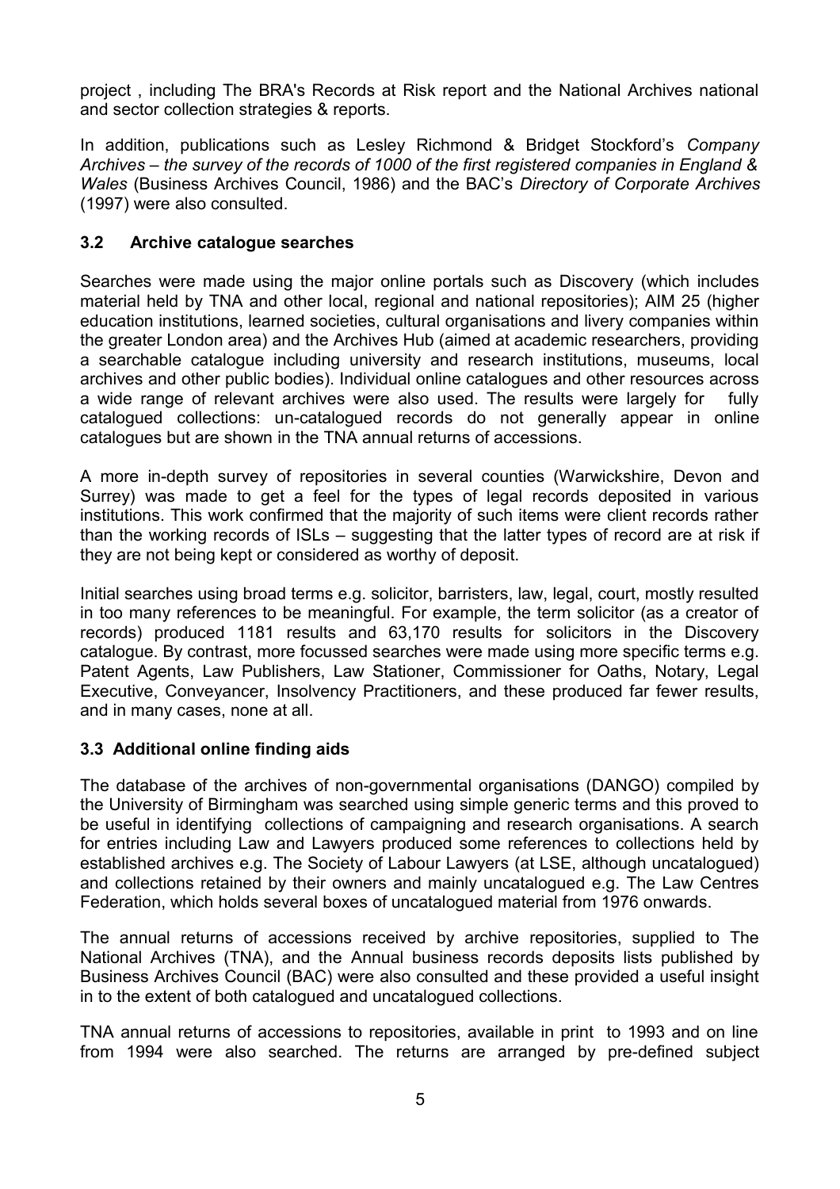project , including The BRA's Records at Risk report and the National Archives national and sector collection strategies & reports.

In addition, publications such as Lesley Richmond & Bridget Stockford's *Company Archives – the survey of the records of 1000 of the first registered companies in England & Wales* (Business Archives Council, 1986) and the BAC's *Directory of Corporate Archives* (1997) were also consulted.

### 3.2 Archive catalogue searches

Searches were made using the major online portals such as Discovery (which includes material held by TNA and other local, regional and national repositories); AIM 25 (higher education institutions, learned societies, cultural organisations and livery companies within the greater London area) and the Archives Hub (aimed at academic researchers, providing a searchable catalogue including university and research institutions, museums, local archives and other public bodies). Individual online catalogues and other resources across a wide range of relevant archives were also used. The results were largely for fully catalogued collections: un-catalogued records do not generally appear in online catalogues but are shown in the TNA annual returns of accessions.

A more in-depth survey of repositories in several counties (Warwickshire, Devon and Surrey) was made to get a feel for the types of legal records deposited in various institutions. This work confirmed that the majority of such items were client records rather than the working records of ISLs – suggesting that the latter types of record are at risk if they are not being kept or considered as worthy of deposit.

Initial searches using broad terms e.g. solicitor, barristers, law, legal, court, mostly resulted in too many references to be meaningful. For example, the term solicitor (as a creator of records) produced 1181 results and 63,170 results for solicitors in the Discovery catalogue. By contrast, more focussed searches were made using more specific terms e.g. Patent Agents, Law Publishers, Law Stationer, Commissioner for Oaths, Notary, Legal Executive, Conveyancer, Insolvency Practitioners, and these produced far fewer results, and in many cases, none at all.

### 3.3 Additional online finding aids

The database of the archives of non-governmental organisations (DANGO) compiled by the University of Birmingham was searched using simple generic terms and this proved to be useful in identifying collections of campaigning and research organisations. A search for entries including Law and Lawyers produced some references to collections held by established archives e.g. The Society of Labour Lawyers (at LSE, although uncatalogued) and collections retained by their owners and mainly uncatalogued e.g. The Law Centres Federation, which holds several boxes of uncatalogued material from 1976 onwards.

The annual returns of accessions received by archive repositories, supplied to The National Archives (TNA), and the Annual business records deposits lists published by Business Archives Council (BAC) were also consulted and these provided a useful insight in to the extent of both catalogued and uncatalogued collections.

TNA annual returns of accessions to repositories, available in print to 1993 and on line from 1994 were also searched. The returns are arranged by pre-defined subject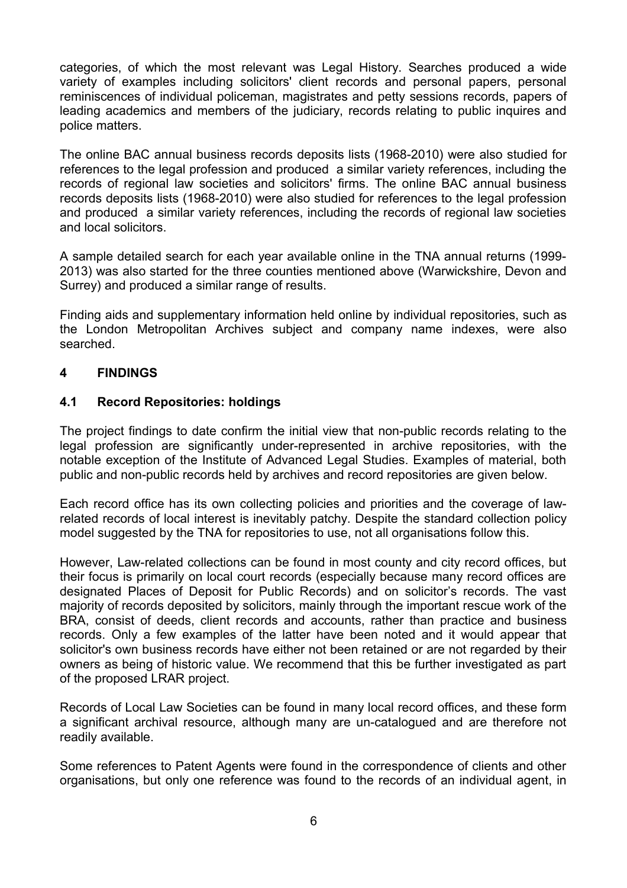categories, of which the most relevant was Legal History. Searches produced a wide variety of examples including solicitors' client records and personal papers, personal reminiscences of individual policeman, magistrates and petty sessions records, papers of leading academics and members of the judiciary, records relating to public inquires and police matters.

The online BAC annual business records deposits lists (1968-2010) were also studied for references to the legal profession and produced a similar variety references, including the records of regional law societies and solicitors' firms. The online BAC annual business records deposits lists (1968-2010) were also studied for references to the legal profession and produced a similar variety references, including the records of regional law societies and local solicitors.

A sample detailed search for each year available online in the TNA annual returns (1999-2013) was also started for the three counties mentioned above (Warwickshire, Devon and Surrey) and produced a similar range of results.

Finding aids and supplementary information held online by individual repositories, such as the London Metropolitan Archives subject and company name indexes, were also searched.

## 4 FINDINGS

### 4.1 Record Repositories: holdings

The project findings to date confirm the initial view that non-public records relating to the legal profession are significantly under-represented in archive repositories, with the notable exception of the Institute of Advanced Legal Studies. Examples of material, both public and non-public records held by archives and record repositories are given below.

Each record office has its own collecting policies and priorities and the coverage of law-related records of local interest is inevitably patchy. Despite the standard collection policy model suggested by the TNA for repositories to use, not all organisations follow this.

However, Law-related collections can be found in most county and city record offices, but their focus is primarily on local court records (especially because many record offices are designated Places of Deposit for Public Records) and on solicitor's records. The vast majority of records deposited by solicitors, mainly through the important rescue work of the BRA, consist of deeds, client records and accounts, rather than practice and business records. Only a few examples of the latter have been noted and it would appear that solicitor's own business records have either not been retained or are not regarded by their owners as being of historic value. We recommend that this be further investigated as part of the proposed LRAR project.

Records of Local Law Societies can be found in many local record offices, and these form a significant archival resource, although many are un-catalogued and are therefore not readily available.

Some references to Patent Agents were found in the correspondence of clients and other organisations, but only one reference was found to the records of an individual agent, in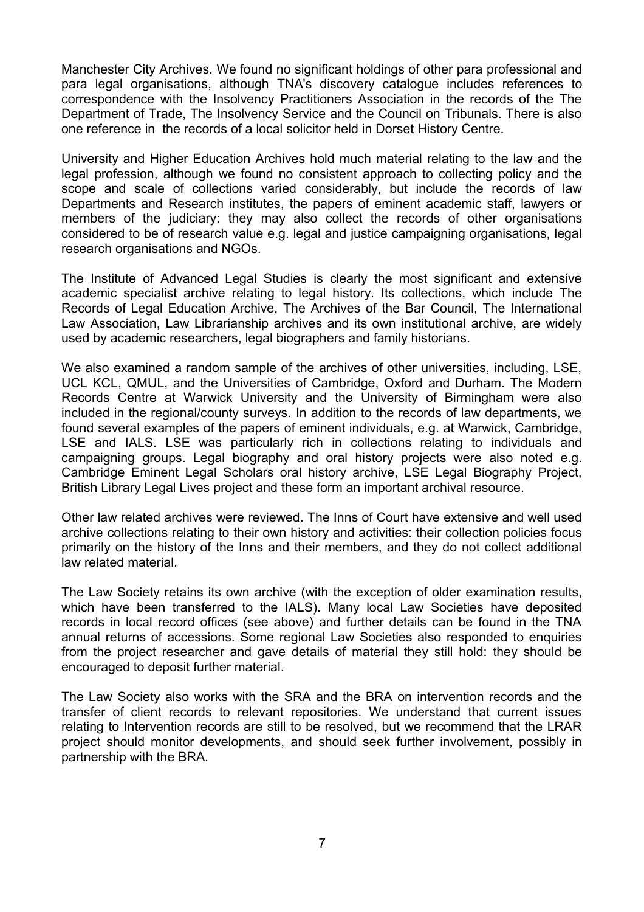Manchester City Archives. We found no significant holdings of other para professional and para legal organisations, although TNA's discovery catalogue includes references to correspondence with the Insolvency Practitioners Association in the records of the The Department of Trade, The Insolvency Service and the Council on Tribunals. There is also one reference in the records of a local solicitor held in Dorset History Centre.

University and Higher Education Archives hold much material relating to the law and the legal profession, although we found no consistent approach to collecting policy and the scope and scale of collections varied considerably, but include the records of law Departments and Research institutes, the papers of eminent academic staff, lawyers or members of the judiciary: they may also collect the records of other organisations considered to be of research value e.g. legal and justice campaigning organisations, legal research organisations and NGOs.

The Institute of Advanced Legal Studies is clearly the most significant and extensive academic specialist archive relating to legal history. Its collections, which include The Records of Legal Education Archive, The Archives of the Bar Council, The International Law Association, Law Librarianship archives and its own institutional archive, are widely used by academic researchers, legal biographers and family historians.

We also examined a random sample of the archives of other universities, including, LSE, UCL KCL, QMUL, and the Universities of Cambridge, Oxford and Durham. The Modern Records Centre at Warwick University and the University of Birmingham were also included in the regional/county surveys. In addition to the records of law departments, we found several examples of the papers of eminent individuals, e.g. at Warwick, Cambridge, LSE and IALS. LSE was particularly rich in collections relating to individuals and campaigning groups. Legal biography and oral history projects were also noted e.g. Cambridge Eminent Legal Scholars oral history archive, LSE Legal Biography Project, British Library Legal Lives project and these form an important archival resource.

Other law related archives were reviewed. The Inns of Court have extensive and well used archive collections relating to their own history and activities: their collection policies focus primarily on the history of the Inns and their members, and they do not collect additional law related material.

The Law Society retains its own archive (with the exception of older examination results, which have been transferred to the IALS). Many local Law Societies have deposited records in local record offices (see above) and further details can be found in the TNA annual returns of accessions. Some regional Law Societies also responded to enquiries from the project researcher and gave details of material they still hold: they should be encouraged to deposit further material.

The Law Society also works with the SRA and the BRA on intervention records and the transfer of client records to relevant repositories. We understand that current issues relating to Intervention records are still to be resolved, but we recommend that the LRAR project should monitor developments, and should seek further involvement, possibly in partnership with the BRA.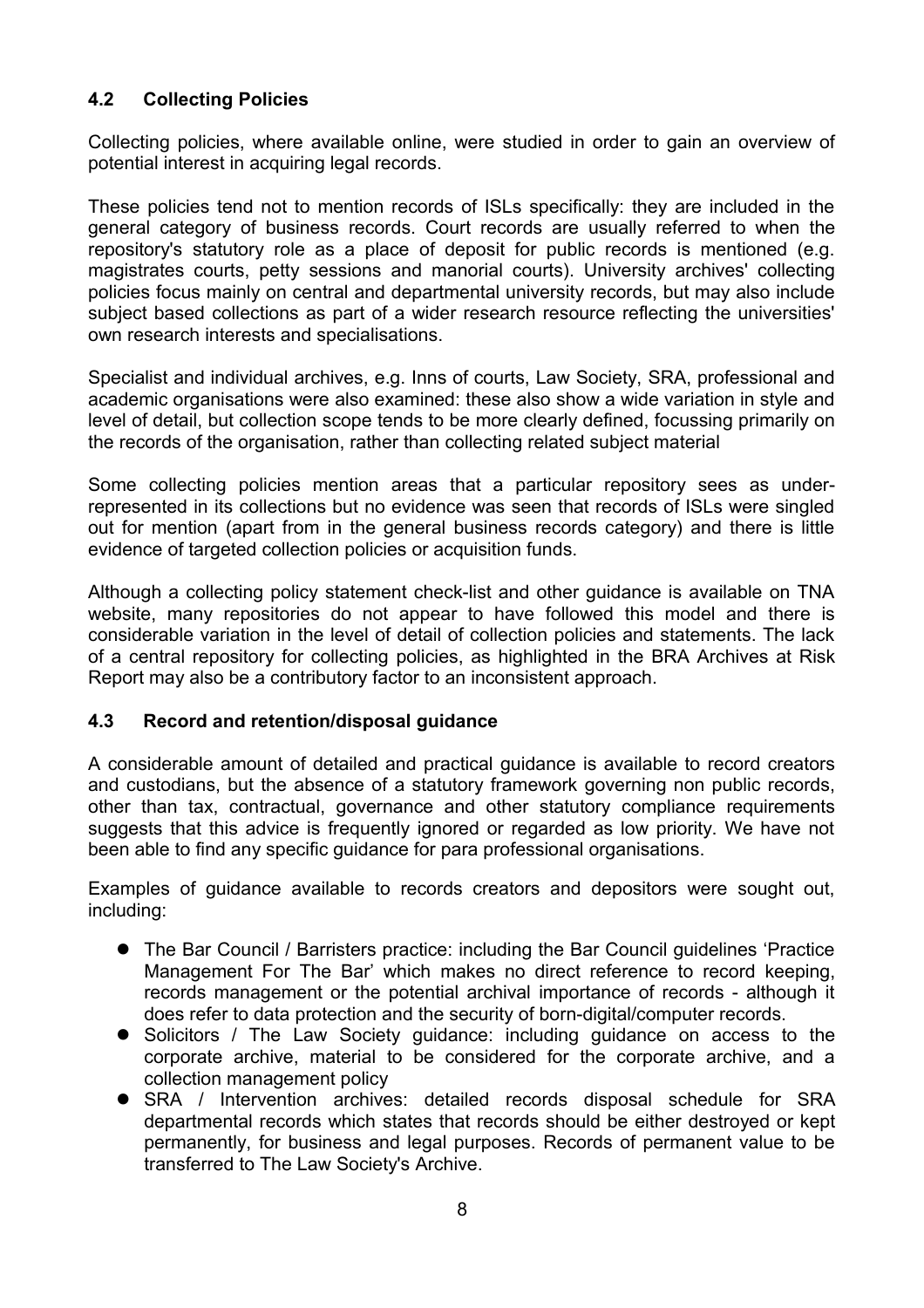### 4.2 Collecting Policies

Collecting policies, where available online, were studied in order to gain an overview of potential interest in acquiring legal records.

These policies tend not to mention records of ISLs specifically: they are included in the general category of business records. Court records are usually referred to when the repository's statutory role as a place of deposit for public records is mentioned (e.g. magistrates courts, petty sessions and manorial courts). University archives' collecting policies focus mainly on central and departmental university records, but may also include subject based collections as part of a wider research resource reflecting the universities' own research interests and specialisations.

Specialist and individual archives, e.g. Inns of courts, Law Society, SRA, professional and academic organisations were also examined: these also show a wide variation in style and level of detail, but collection scope tends to be more clearly defined, focussing primarily on the records of the organisation, rather than collecting related subject material

Some collecting policies mention areas that a particular repository sees as under-represented in its collections but no evidence was seen that records of ISLs were singled out for mention (apart from in the general business records category) and there is little evidence of targeted collection policies or acquisition funds.

Although a collecting policy statement check-list and other guidance is available on TNA website, many repositories do not appear to have followed this model and there is considerable variation in the level of detail of collection policies and statements. The lack of a central repository for collecting policies, as highlighted in the BRA Archives at Risk Report may also be a contributory factor to an inconsistent approach.

### 4.3 Record and retention/disposal guidance

A considerable amount of detailed and practical guidance is available to record creators and custodians, but the absence of a statutory framework governing non public records, other than tax, contractual, governance and other statutory compliance requirements suggests that this advice is frequently ignored or regarded as low priority. We have not been able to find any specific guidance for para professional organisations.

Examples of guidance available to records creators and depositors were sought out, including:

- The Bar Council / Barristers practice: including the Bar Council guidelines 'Practice Management For The Bar' which makes no direct reference to record keeping, records management or the potential archival importance of records - although it does refer to data protection and the security of born-digital/computer records.
- Solicitors / The Law Society guidance: including guidance on access to the corporate archive, material to be considered for the corporate archive, and a collection management policy
- SRA / Intervention archives: detailed records disposal schedule for SRA departmental records which states that records should be either destroyed or kept permanently, for business and legal purposes. Records of permanent value to be transferred to The Law Society's Archive.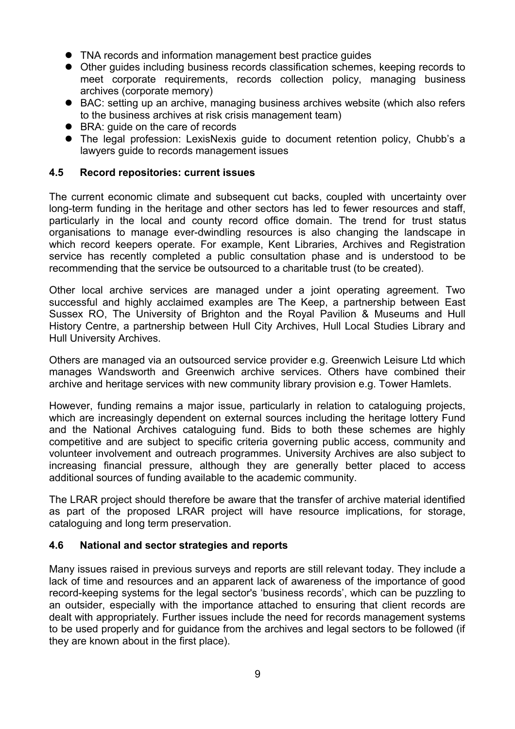- TNA records and information management best practice guides
- Other guides including business records classification schemes, keeping records to meet corporate requirements, records collection policy, managing business archives (corporate memory)
- BAC: setting up an archive, managing business archives website (which also refers to the business archives at risk crisis management team)
- BRA: guide on the care of records
- The legal profession: LexisNexis guide to document retention policy, Chubb's a lawyers guide to records management issues

### 4.5 Record repositories: current issues

The current economic climate and subsequent cut backs, coupled with uncertainty over long-term funding in the heritage and other sectors has led to fewer resources and staff, particularly in the local and county record office domain. The trend for trust status organisations to manage ever-dwindling resources is also changing the landscape in which record keepers operate. For example, Kent Libraries, Archives and Registration service has recently completed a public consultation phase and is understood to be recommending that the service be outsourced to a charitable trust (to be created).

Other local archive services are managed under a joint operating agreement. Two successful and highly acclaimed examples are The Keep, a partnership between East Sussex RO, The University of Brighton and the Royal Pavilion & Museums and Hull History Centre, a partnership between Hull City Archives, Hull Local Studies Library and Hull University Archives.

Others are managed via an outsourced service provider e.g. Greenwich Leisure Ltd which manages Wandsworth and Greenwich archive services. Others have combined their archive and heritage services with new community library provision e.g. Tower Hamlets.

However, funding remains a major issue, particularly in relation to cataloguing projects, which are increasingly dependent on external sources including the heritage lottery Fund and the National Archives cataloguing fund. Bids to both these schemes are highly competitive and are subject to specific criteria governing public access, community and volunteer involvement and outreach programmes. University Archives are also subject to increasing financial pressure, although they are generally better placed to access additional sources of funding available to the academic community.

The LRAR project should therefore be aware that the transfer of archive material identified as part of the proposed LRAR project will have resource implications, for storage, cataloguing and long term preservation.

### 4.6 National and sector strategies and reports

Many issues raised in previous surveys and reports are still relevant today. They include a lack of time and resources and an apparent lack of awareness of the importance of good record-keeping systems for the legal sector's 'business records', which can be puzzling to an outsider, especially with the importance attached to ensuring that client records are dealt with appropriately. Further issues include the need for records management systems to be used properly and for guidance from the archives and legal sectors to be followed (if they are known about in the first place).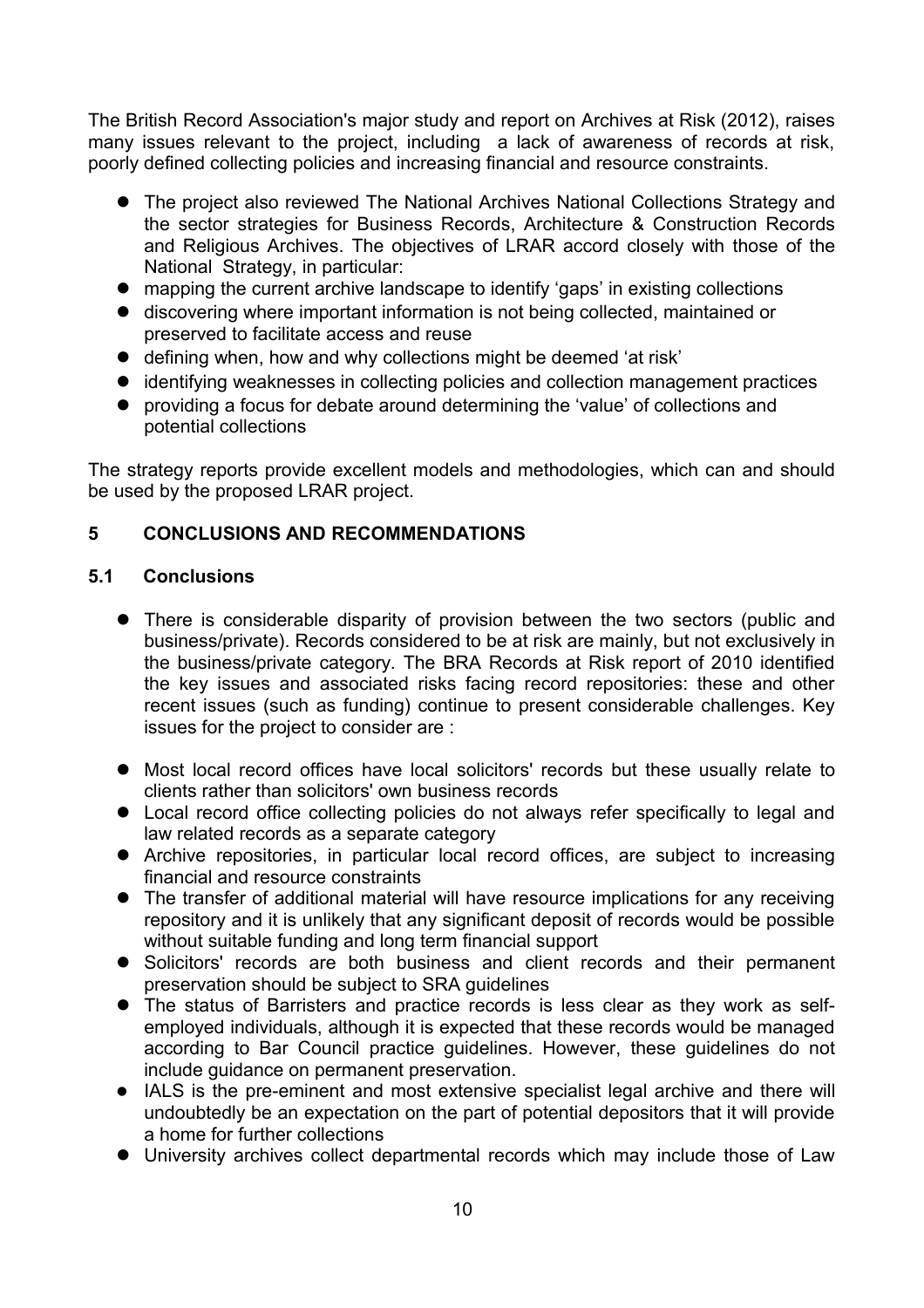The British Record Association's major study and report on Archives at Risk (2012), raises many issues relevant to the project, including a lack of awareness of records at risk, poorly defined collecting policies and increasing financial and resource constraints.

- The project also reviewed The National Archives National Collections Strategy and the sector strategies for Business Records, Architecture & Construction Records and Religious Archives. The objectives of LRAR accord closely with those of the National Strategy, in particular:
- mapping the current archive landscape to identify 'gaps' in existing collections
- discovering where important information is not being collected, maintained or preserved to facilitate access and reuse
- defining when, how and why collections might be deemed 'at risk'
- identifying weaknesses in collecting policies and collection management practices
- providing a focus for debate around determining the 'value' of collections and potential collections

The strategy reports provide excellent models and methodologies, which can and should be used by the proposed LRAR project.

## 5 CONCLUSIONS AND RECOMMENDATIONS

### 5.1 Conclusions

- There is considerable disparity of provision between the two sectors (public and business/private). Records considered to be at risk are mainly, but not exclusively in the business/private category. The BRA Records at Risk report of 2010 identified the key issues and associated risks facing record repositories: these and other recent issues (such as funding) continue to present considerable challenges. Key issues for the project to consider are :

- Most local record offices have local solicitors' records but these usually relate to clients rather than solicitors' own business records
- Local record office collecting policies do not always refer specifically to legal and law related records as a separate category
- Archive repositories, in particular local record offices, are subject to increasing financial and resource constraints
- The transfer of additional material will have resource implications for any receiving repository and it is unlikely that any significant deposit of records would be possible without suitable funding and long term financial support
- Solicitors' records are both business and client records and their permanent preservation should be subject to SRA guidelines
- The status of Barristers and practice records is less clear as they work as self-employed individuals, although it is expected that these records would be managed according to Bar Council practice guidelines. However, these guidelines do not include guidance on permanent preservation.
- IALS is the pre-eminent and most extensive specialist legal archive and there will undoubtedly be an expectation on the part of potential depositors that it will provide a home for further collections
- University archives collect departmental records which may include those of Law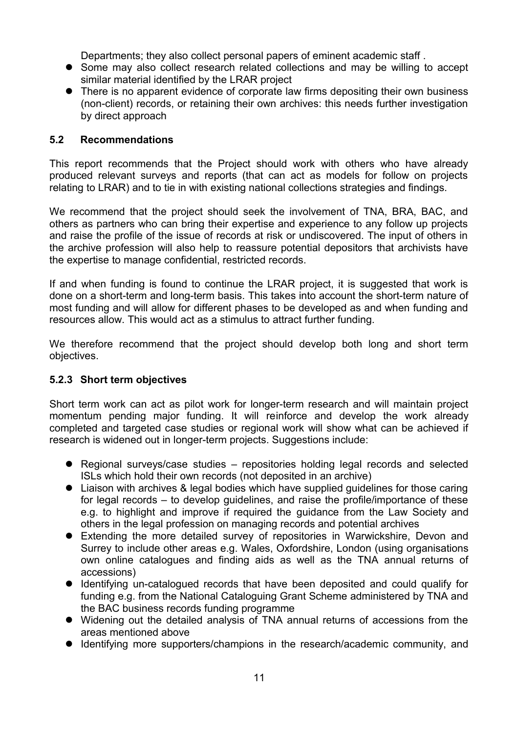Departments; they also collect personal papers of eminent academic staff .

- Some may also collect research related collections and may be willing to accept similar material identified by the LRAR project
- There is no apparent evidence of corporate law firms depositing their own business (non-client) records, or retaining their own archives: this needs further investigation by direct approach

### 5.2 Recommendations

This report recommends that the Project should work with others who have already produced relevant surveys and reports (that can act as models for follow on projects relating to LRAR) and to tie in with existing national collections strategies and findings.

We recommend that the project should seek the involvement of TNA, BRA, BAC, and others as partners who can bring their expertise and experience to any follow up projects and raise the profile of the issue of records at risk or undiscovered. The input of others in the archive profession will also help to reassure potential depositors that archivists have the expertise to manage confidential, restricted records.

If and when funding is found to continue the LRAR project, it is suggested that work is done on a short-term and long-term basis. This takes into account the short-term nature of most funding and will allow for different phases to be developed as and when funding and resources allow. This would act as a stimulus to attract further funding.

We therefore recommend that the project should develop both long and short term objectives.

#### 5.2.3 Short term objectives

Short term work can act as pilot work for longer-term research and will maintain project momentum pending major funding. It will reinforce and develop the work already completed and targeted case studies or regional work will show what can be achieved if research is widened out in longer-term projects. Suggestions include:

- Regional surveys/case studies – repositories holding legal records and selected ISLs which hold their own records (not deposited in an archive)
- Liaison with archives & legal bodies which have supplied guidelines for those caring for legal records – to develop guidelines, and raise the profile/importance of these e.g. to highlight and improve if required the guidance from the Law Society and others in the legal profession on managing records and potential archives
- Extending the more detailed survey of repositories in Warwickshire, Devon and Surrey to include other areas e.g. Wales, Oxfordshire, London (using organisations own online catalogues and finding aids as well as the TNA annual returns of accessions)
- Identifying un-catalogued records that have been deposited and could qualify for funding e.g. from the National Cataloguing Grant Scheme administered by TNA and the BAC business records funding programme
- Widening out the detailed analysis of TNA annual returns of accessions from the areas mentioned above
- Identifying more supporters/champions in the research/academic community, and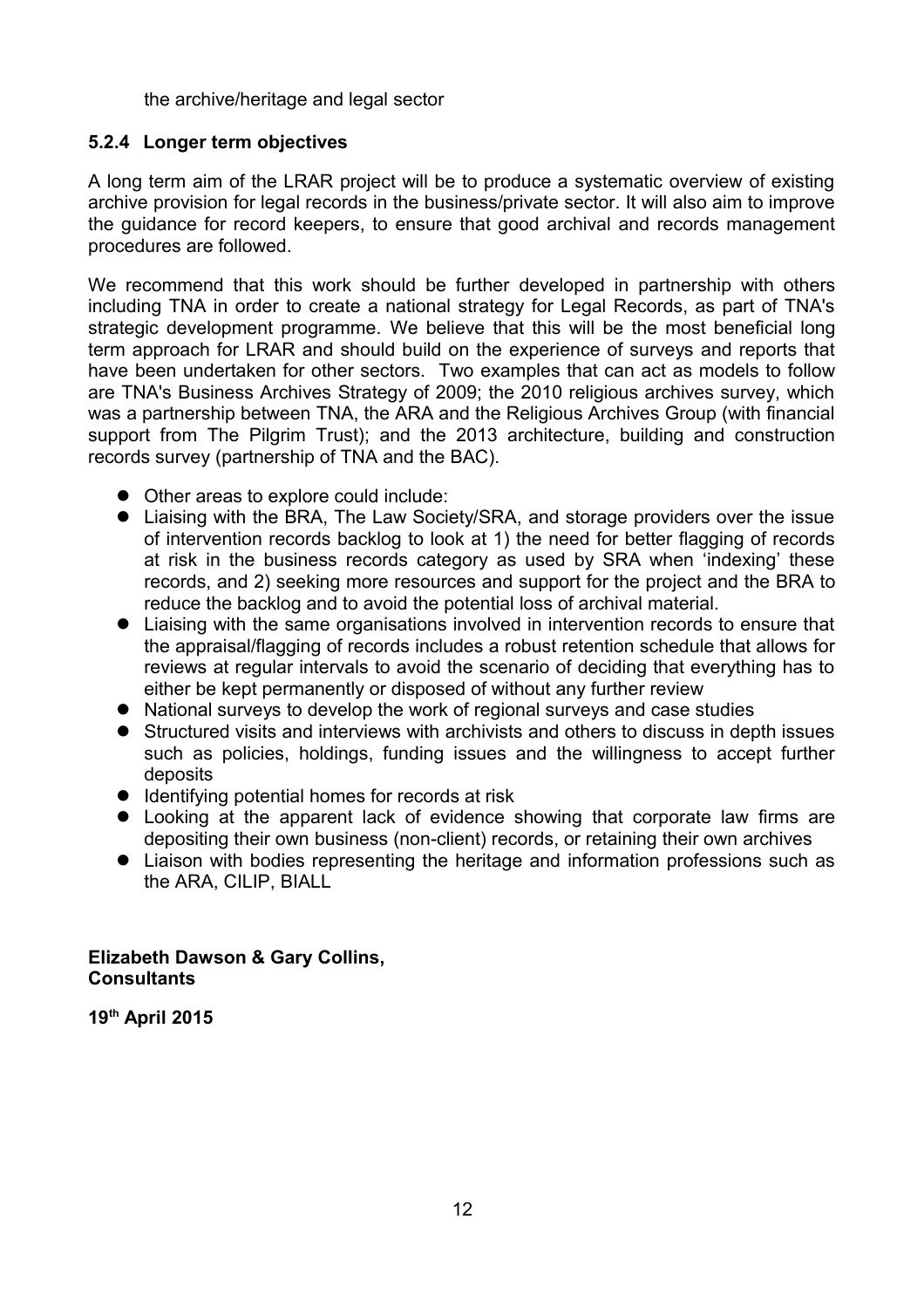the archive/heritage and legal sector

### 5.2.4 Longer term objectives

A long term aim of the LRAR project will be to produce a systematic overview of existing archive provision for legal records in the business/private sector. It will also aim to improve the guidance for record keepers, to ensure that good archival and records management procedures are followed.

We recommend that this work should be further developed in partnership with others including TNA in order to create a national strategy for Legal Records, as part of TNA's strategic development programme. We believe that this will be the most beneficial long term approach for LRAR and should build on the experience of surveys and reports that have been undertaken for other sectors. Two examples that can act as models to follow are TNA's Business Archives Strategy of 2009; the 2010 religious archives survey, which was a partnership between TNA, the ARA and the Religious Archives Group (with financial support from The Pilgrim Trust); and the 2013 architecture, building and construction records survey (partnership of TNA and the BAC).

- Other areas to explore could include:
- Liaising with the BRA, The Law Society/SRA, and storage providers over the issue of intervention records backlog to look at 1) the need for better flagging of records at risk in the business records category as used by SRA when 'indexing' these records, and 2) seeking more resources and support for the project and the BRA to reduce the backlog and to avoid the potential loss of archival material.
- Liaising with the same organisations involved in intervention records to ensure that the appraisal/flagging of records includes a robust retention schedule that allows for reviews at regular intervals to avoid the scenario of deciding that everything has to either be kept permanently or disposed of without any further review
- National surveys to develop the work of regional surveys and case studies
- Structured visits and interviews with archivists and others to discuss in depth issues such as policies, holdings, funding issues and the willingness to accept further deposits
- Identifying potential homes for records at risk
- Looking at the apparent lack of evidence showing that corporate law firms are depositing their own business (non-client) records, or retaining their own archives
- Liaison with bodies representing the heritage and information professions such as the ARA, CILIP, BIALL

**Elizabeth Dawson & Gary Collins,**
**Consultants**

**19th April 2015**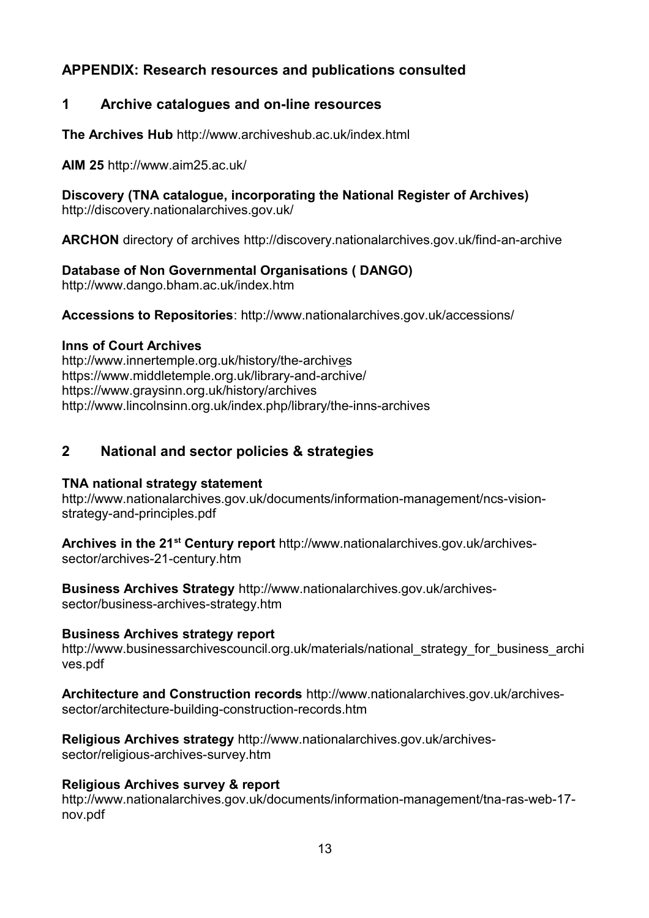## APPENDIX: Research resources and publications consulted

### 1 Archive catalogues and on-line resources

**The Archives Hub** http://www.archiveshub.ac.uk/index.html

**AIM 25** http://www.aim25.ac.uk/

**Discovery (TNA catalogue, incorporating the National Register of Archives)**
http://discovery.nationalarchives.gov.uk/

**ARCHON** directory of archives http://discovery.nationalarchives.gov.uk/find-an-archive

**Database of Non Governmental Organisations ( DANGO)**
http://www.dango.bham.ac.uk/index.htm

**Accessions to Repositories**: http://www.nationalarchives.gov.uk/accessions/

**Inns of Court Archives**
http://www.innertemple.org.uk/history/the-archives
https://www.middletemple.org.uk/library-and-archive/
https://www.graysinn.org.uk/history/archives
http://www.lincolnsinn.org.uk/index.php/library/the-inns-archives

### 2 National and sector policies & strategies

**TNA national strategy statement**
http://www.nationalarchives.gov.uk/documents/information-management/ncs-vision-strategy-and-principles.pdf

**Archives in the 21st Century report** http://www.nationalarchives.gov.uk/archives-sector/archives-21-century.htm

**Business Archives Strategy** http://www.nationalarchives.gov.uk/archives-sector/business-archives-strategy.htm

**Business Archives strategy report**
http://www.businessarchivescouncil.org.uk/materials/national_strategy_for_business_archives.pdf

**Architecture and Construction records** http://www.nationalarchives.gov.uk/archives-sector/architecture-building-construction-records.htm

**Religious Archives strategy** http://www.nationalarchives.gov.uk/archives-sector/religious-archives-survey.htm

**Religious Archives survey & report**
http://www.nationalarchives.gov.uk/documents/information-management/tna-ras-web-17-nov.pdf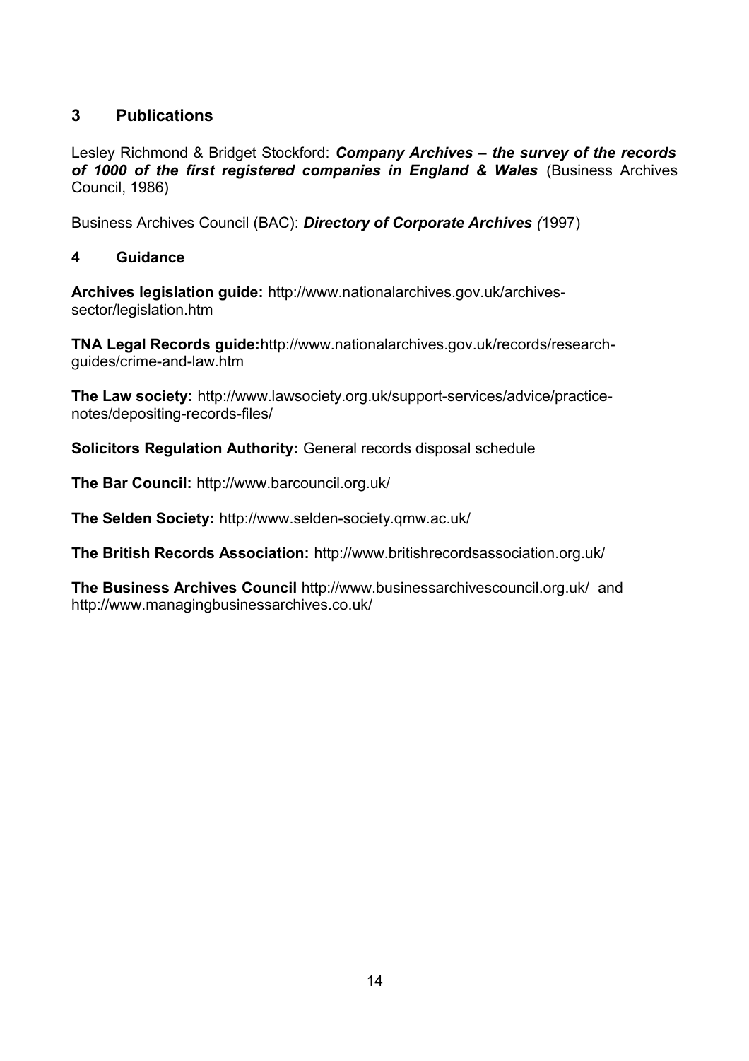## 3 Publications

Lesley Richmond & Bridget Stockford: ***Company Archives – the survey of the records of 1000 of the first registered companies in England & Wales*** (Business Archives Council, 1986)

Business Archives Council (BAC): ***Directory of Corporate Archives (***1997)

## 4 Guidance

**Archives legislation guide:** http://www.nationalarchives.gov.uk/archives-sector/legislation.htm

**TNA Legal Records guide:**http://www.nationalarchives.gov.uk/records/research-guides/crime-and-law.htm

**The Law society:** http://www.lawsociety.org.uk/support-services/advice/practice-notes/depositing-records-files/

**Solicitors Regulation Authority:** General records disposal schedule

**The Bar Council:** http://www.barcouncil.org.uk/

**The Selden Society:** http://www.selden-society.qmw.ac.uk/

**The British Records Association:** http://www.britishrecordsassociation.org.uk/

**The Business Archives Council** http://www.businessarchivescouncil.org.uk/ and http://www.managingbusinessarchives.co.uk/